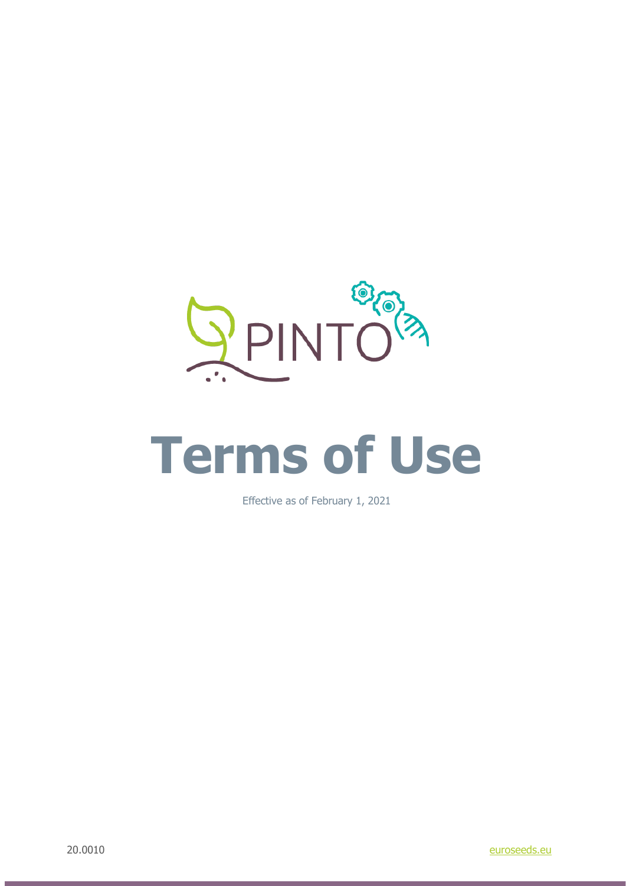# Terms of Use

Effective as of February 1, 2021

20.0010

euroseeds.eu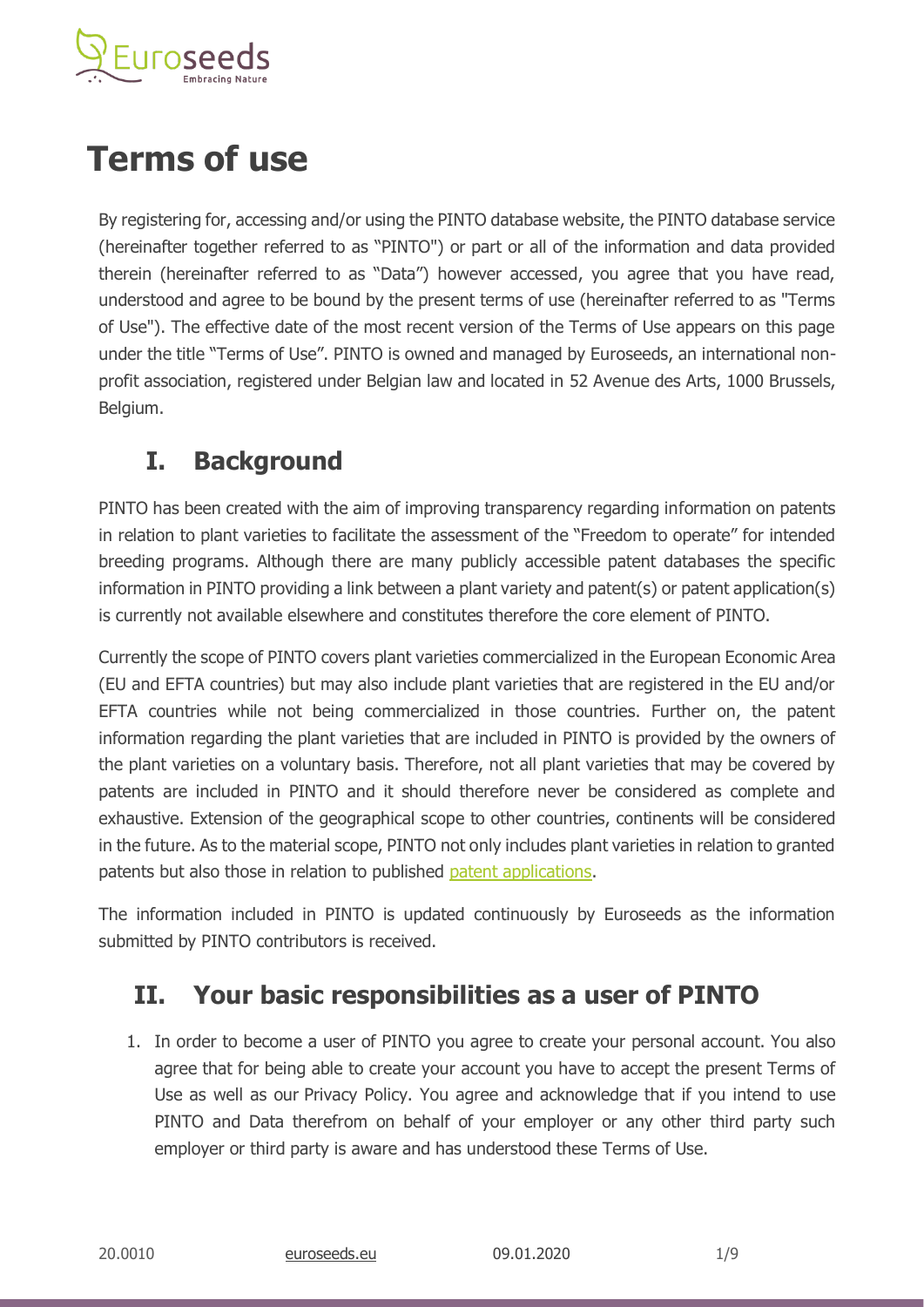# Terms of use

By registering for, accessing and/or using the PINTO database website, the PINTO database service (hereinafter together referred to as "PINTO") or part or all of the information and data provided therein (hereinafter referred to as "Data") however accessed, you agree that you have read, understood and agree to be bound by the present terms of use (hereinafter referred to as "Terms of Use"). The effective date of the most recent version of the Terms of Use appears on this page under the title "Terms of Use". PINTO is owned and managed by Euroseeds, an international non-profit association, registered under Belgian law and located in 52 Avenue des Arts, 1000 Brussels, Belgium.

## I. Background

PINTO has been created with the aim of improving transparency regarding information on patents in relation to plant varieties to facilitate the assessment of the "Freedom to operate" for intended breeding programs. Although there are many publicly accessible patent databases the specific information in PINTO providing a link between a plant variety and patent(s) or patent application(s) is currently not available elsewhere and constitutes therefore the core element of PINTO.

Currently the scope of PINTO covers plant varieties commercialized in the European Economic Area (EU and EFTA countries) but may also include plant varieties that are registered in the EU and/or EFTA countries while not being commercialized in those countries. Further on, the patent information regarding the plant varieties that are included in PINTO is provided by the owners of the plant varieties on a voluntary basis. Therefore, not all plant varieties that may be covered by patents are included in PINTO and it should therefore never be considered as complete and exhaustive. Extension of the geographical scope to other countries, continents will be considered in the future. As to the material scope, PINTO not only includes plant varieties in relation to granted patents but also those in relation to published patent applications.

The information included in PINTO is updated continuously by Euroseeds as the information submitted by PINTO contributors is received.

## II. Your basic responsibilities as a user of PINTO

1. In order to become a user of PINTO you agree to create your personal account. You also agree that for being able to create your account you have to accept the present Terms of Use as well as our Privacy Policy. You agree and acknowledge that if you intend to use PINTO and Data therefrom on behalf of your employer or any other third party such employer or third party is aware and has understood these Terms of Use.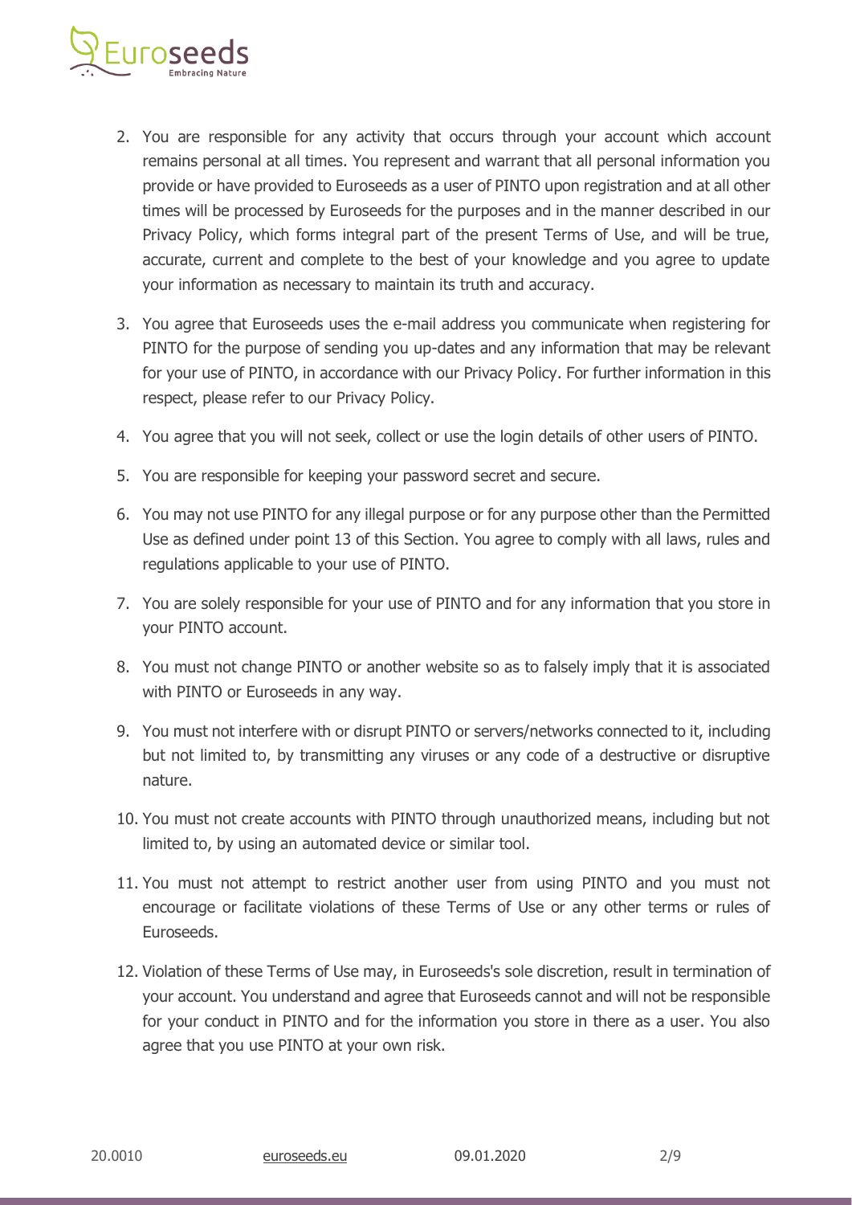2. You are responsible for any activity that occurs through your account which account remains personal at all times. You represent and warrant that all personal information you provide or have provided to Euroseeds as a user of PINTO upon registration and at all other times will be processed by Euroseeds for the purposes and in the manner described in our Privacy Policy, which forms integral part of the present Terms of Use, and will be true, accurate, current and complete to the best of your knowledge and you agree to update your information as necessary to maintain its truth and accuracy.
3. You agree that Euroseeds uses the e-mail address you communicate when registering for PINTO for the purpose of sending you up-dates and any information that may be relevant for your use of PINTO, in accordance with our Privacy Policy. For further information in this respect, please refer to our Privacy Policy.
4. You agree that you will not seek, collect or use the login details of other users of PINTO.
5. You are responsible for keeping your password secret and secure.
6. You may not use PINTO for any illegal purpose or for any purpose other than the Permitted Use as defined under point 13 of this Section. You agree to comply with all laws, rules and regulations applicable to your use of PINTO.
7. You are solely responsible for your use of PINTO and for any information that you store in your PINTO account.
8. You must not change PINTO or another website so as to falsely imply that it is associated with PINTO or Euroseeds in any way.
9. You must not interfere with or disrupt PINTO or servers/networks connected to it, including but not limited to, by transmitting any viruses or any code of a destructive or disruptive nature.
10. You must not create accounts with PINTO through unauthorized means, including but not limited to, by using an automated device or similar tool.
11. You must not attempt to restrict another user from using PINTO and you must not encourage or facilitate violations of these Terms of Use or any other terms or rules of Euroseeds.
12. Violation of these Terms of Use may, in Euroseeds's sole discretion, result in termination of your account. You understand and agree that Euroseeds cannot and will not be responsible for your conduct in PINTO and for the information you store in there as a user. You also agree that you use PINTO at your own risk.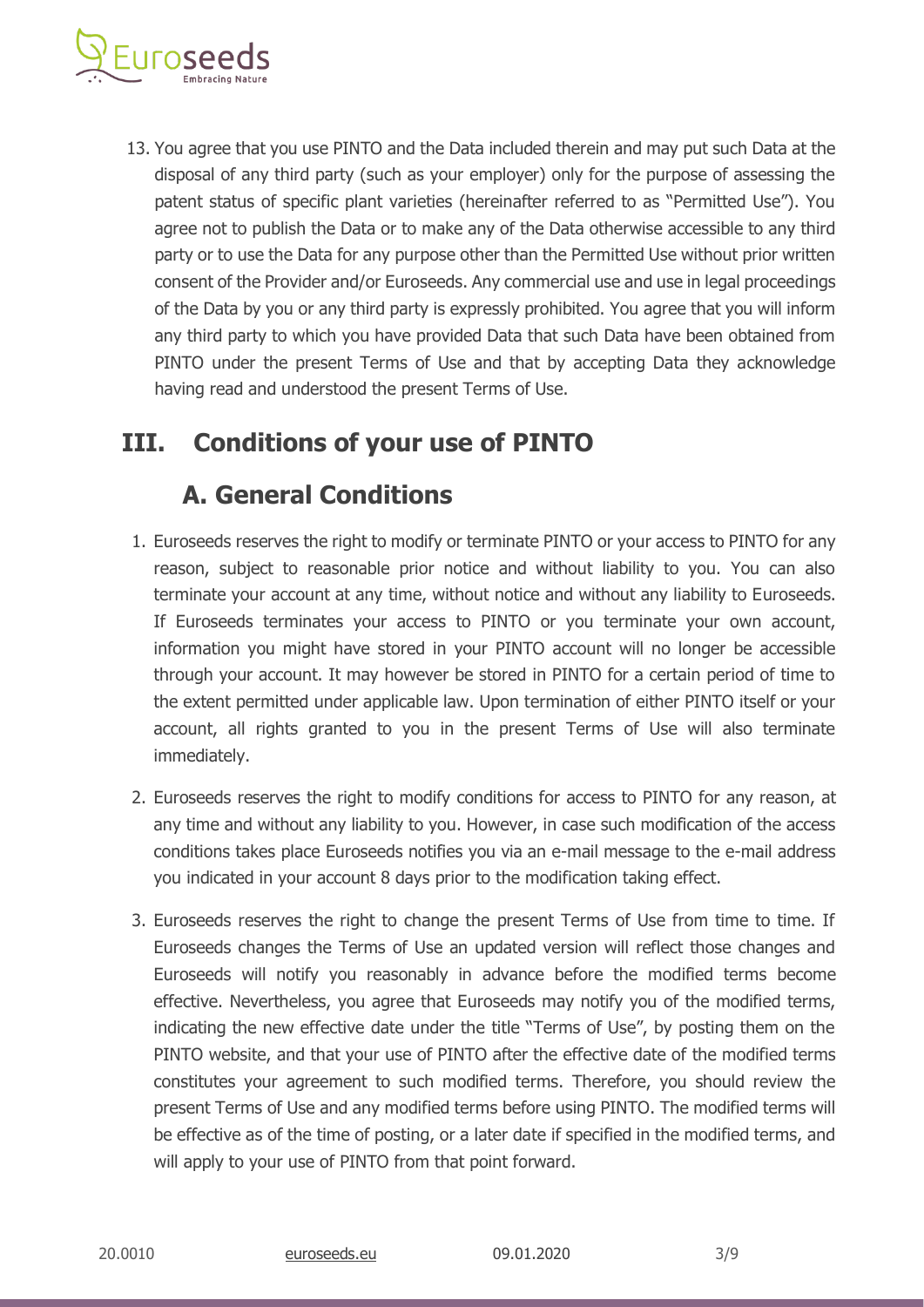13. You agree that you use PINTO and the Data included therein and may put such Data at the disposal of any third party (such as your employer) only for the purpose of assessing the patent status of specific plant varieties (hereinafter referred to as "Permitted Use"). You agree not to publish the Data or to make any of the Data otherwise accessible to any third party or to use the Data for any purpose other than the Permitted Use without prior written consent of the Provider and/or Euroseeds. Any commercial use and use in legal proceedings of the Data by you or any third party is expressly prohibited. You agree that you will inform any third party to which you have provided Data that such Data have been obtained from PINTO under the present Terms of Use and that by accepting Data they acknowledge having read and understood the present Terms of Use.

# III. Conditions of your use of PINTO

## A. General Conditions

1. Euroseeds reserves the right to modify or terminate PINTO or your access to PINTO for any reason, subject to reasonable prior notice and without liability to you. You can also terminate your account at any time, without notice and without any liability to Euroseeds. If Euroseeds terminates your access to PINTO or you terminate your own account, information you might have stored in your PINTO account will no longer be accessible through your account. It may however be stored in PINTO for a certain period of time to the extent permitted under applicable law. Upon termination of either PINTO itself or your account, all rights granted to you in the present Terms of Use will also terminate immediately.

2. Euroseeds reserves the right to modify conditions for access to PINTO for any reason, at any time and without any liability to you. However, in case such modification of the access conditions takes place Euroseeds notifies you via an e-mail message to the e-mail address you indicated in your account 8 days prior to the modification taking effect.

3. Euroseeds reserves the right to change the present Terms of Use from time to time. If Euroseeds changes the Terms of Use an updated version will reflect those changes and Euroseeds will notify you reasonably in advance before the modified terms become effective. Nevertheless, you agree that Euroseeds may notify you of the modified terms, indicating the new effective date under the title "Terms of Use", by posting them on the PINTO website, and that your use of PINTO after the effective date of the modified terms constitutes your agreement to such modified terms. Therefore, you should review the present Terms of Use and any modified terms before using PINTO. The modified terms will be effective as of the time of posting, or a later date if specified in the modified terms, and will apply to your use of PINTO from that point forward.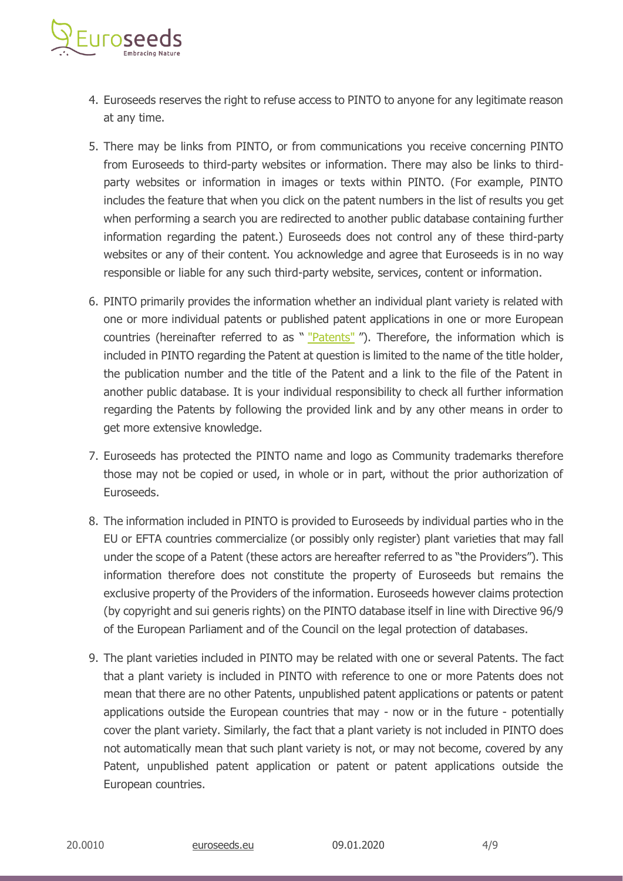4. Euroseeds reserves the right to refuse access to PINTO to anyone for any legitimate reason at any time.

5. There may be links from PINTO, or from communications you receive concerning PINTO from Euroseeds to third-party websites or information. There may also be links to third-party websites or information in images or texts within PINTO. (For example, PINTO includes the feature that when you click on the patent numbers in the list of results you get when performing a search you are redirected to another public database containing further information regarding the patent.) Euroseeds does not control any of these third-party websites or any of their content. You acknowledge and agree that Euroseeds is in no way responsible or liable for any such third-party website, services, content or information.

6. PINTO primarily provides the information whether an individual plant variety is related with one or more individual patents or published patent applications in one or more European countries (hereinafter referred to as " "Patents" "). Therefore, the information which is included in PINTO regarding the Patent at question is limited to the name of the title holder, the publication number and the title of the Patent and a link to the file of the Patent in another public database. It is your individual responsibility to check all further information regarding the Patents by following the provided link and by any other means in order to get more extensive knowledge.

7. Euroseeds has protected the PINTO name and logo as Community trademarks therefore those may not be copied or used, in whole or in part, without the prior authorization of Euroseeds.

8. The information included in PINTO is provided to Euroseeds by individual parties who in the EU or EFTA countries commercialize (or possibly only register) plant varieties that may fall under the scope of a Patent (these actors are hereafter referred to as "the Providers"). This information therefore does not constitute the property of Euroseeds but remains the exclusive property of the Providers of the information. Euroseeds however claims protection (by copyright and sui generis rights) on the PINTO database itself in line with Directive 96/9 of the European Parliament and of the Council on the legal protection of databases.

9. The plant varieties included in PINTO may be related with one or several Patents. The fact that a plant variety is included in PINTO with reference to one or more Patents does not mean that there are no other Patents, unpublished patent applications or patents or patent applications outside the European countries that may - now or in the future - potentially cover the plant variety. Similarly, the fact that a plant variety is not included in PINTO does not automatically mean that such plant variety is not, or may not become, covered by any Patent, unpublished patent application or patent or patent applications outside the European countries.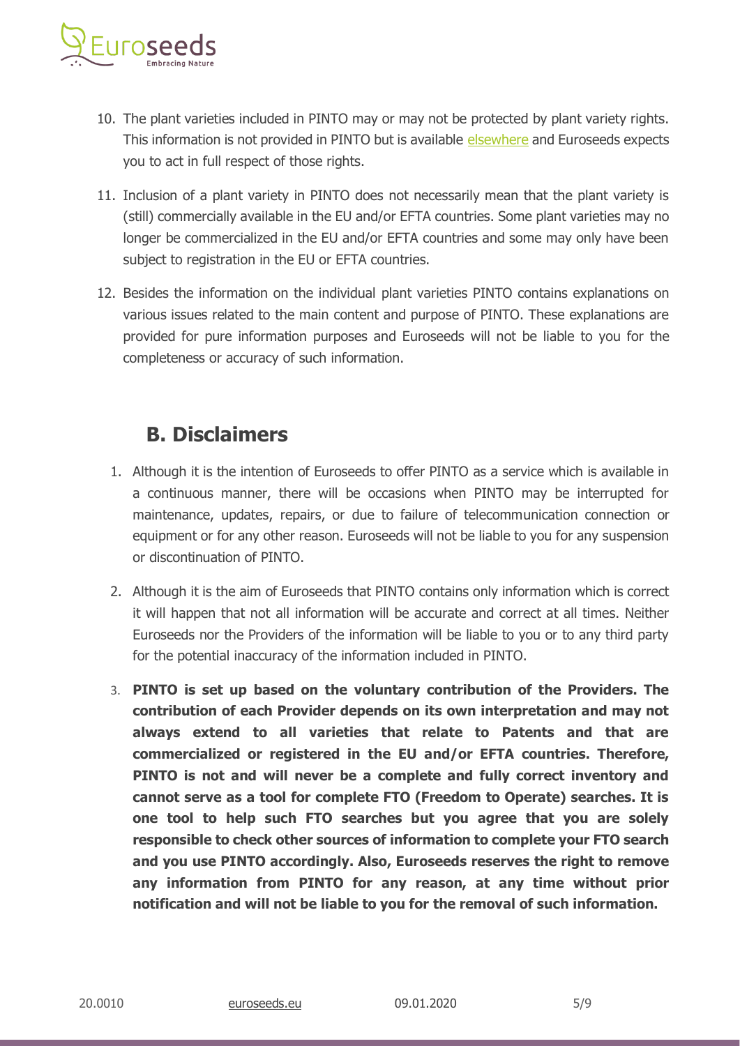10. The plant varieties included in PINTO may or may not be protected by plant variety rights. This information is not provided in PINTO but is available elsewhere and Euroseeds expects you to act in full respect of those rights.

11. Inclusion of a plant variety in PINTO does not necessarily mean that the plant variety is (still) commercially available in the EU and/or EFTA countries. Some plant varieties may no longer be commercialized in the EU and/or EFTA countries and some may only have been subject to registration in the EU or EFTA countries.

12. Besides the information on the individual plant varieties PINTO contains explanations on various issues related to the main content and purpose of PINTO. These explanations are provided for pure information purposes and Euroseeds will not be liable to you for the completeness or accuracy of such information.

## B. Disclaimers

1. Although it is the intention of Euroseeds to offer PINTO as a service which is available in a continuous manner, there will be occasions when PINTO may be interrupted for maintenance, updates, repairs, or due to failure of telecommunication connection or equipment or for any other reason. Euroseeds will not be liable to you for any suspension or discontinuation of PINTO.

2. Although it is the aim of Euroseeds that PINTO contains only information which is correct it will happen that not all information will be accurate and correct at all times. Neither Euroseeds nor the Providers of the information will be liable to you or to any third party for the potential inaccuracy of the information included in PINTO.

3. **PINTO is set up based on the voluntary contribution of the Providers. The contribution of each Provider depends on its own interpretation and may not always extend to all varieties that relate to Patents and that are commercialized or registered in the EU and/or EFTA countries. Therefore, PINTO is not and will never be a complete and fully correct inventory and cannot serve as a tool for complete FTO (Freedom to Operate) searches. It is one tool to help such FTO searches but you agree that you are solely responsible to check other sources of information to complete your FTO search and you use PINTO accordingly. Also, Euroseeds reserves the right to remove any information from PINTO for any reason, at any time without prior notification and will not be liable to you for the removal of such information.**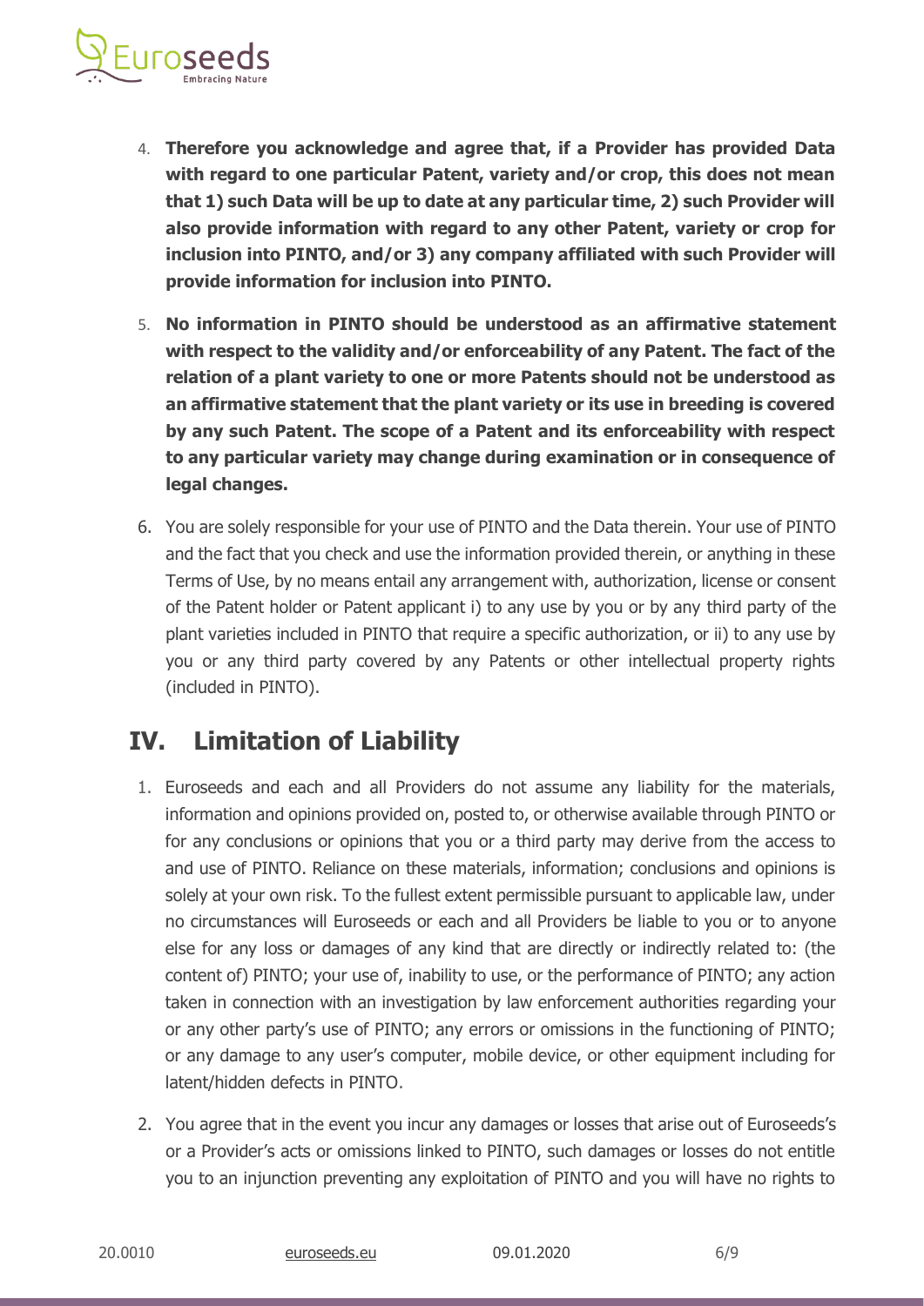4. **Therefore you acknowledge and agree that, if a Provider has provided Data with regard to one particular Patent, variety and/or crop, this does not mean that 1) such Data will be up to date at any particular time, 2) such Provider will also provide information with regard to any other Patent, variety or crop for inclusion into PINTO, and/or 3) any company affiliated with such Provider will provide information for inclusion into PINTO.**

5. **No information in PINTO should be understood as an affirmative statement with respect to the validity and/or enforceability of any Patent. The fact of the relation of a plant variety to one or more Patents should not be understood as an affirmative statement that the plant variety or its use in breeding is covered by any such Patent. The scope of a Patent and its enforceability with respect to any particular variety may change during examination or in consequence of legal changes.**

6. You are solely responsible for your use of PINTO and the Data therein. Your use of PINTO and the fact that you check and use the information provided therein, or anything in these Terms of Use, by no means entail any arrangement with, authorization, license or consent of the Patent holder or Patent applicant i) to any use by you or by any third party of the plant varieties included in PINTO that require a specific authorization, or ii) to any use by you or any third party covered by any Patents or other intellectual property rights (included in PINTO).

## IV. Limitation of Liability

1. Euroseeds and each and all Providers do not assume any liability for the materials, information and opinions provided on, posted to, or otherwise available through PINTO or for any conclusions or opinions that you or a third party may derive from the access to and use of PINTO. Reliance on these materials, information; conclusions and opinions is solely at your own risk. To the fullest extent permissible pursuant to applicable law, under no circumstances will Euroseeds or each and all Providers be liable to you or to anyone else for any loss or damages of any kind that are directly or indirectly related to: (the content of) PINTO; your use of, inability to use, or the performance of PINTO; any action taken in connection with an investigation by law enforcement authorities regarding your or any other party's use of PINTO; any errors or omissions in the functioning of PINTO; or any damage to any user's computer, mobile device, or other equipment including for latent/hidden defects in PINTO.

2. You agree that in the event you incur any damages or losses that arise out of Euroseeds's or a Provider's acts or omissions linked to PINTO, such damages or losses do not entitle you to an injunction preventing any exploitation of PINTO and you will have no rights to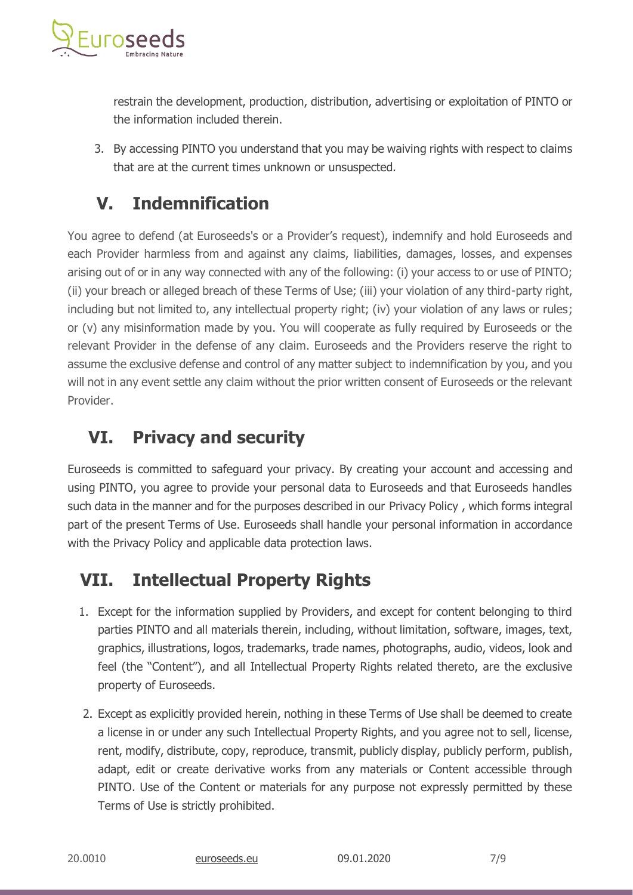restrain the development, production, distribution, advertising or exploitation of PINTO or the information included therein.

3. By accessing PINTO you understand that you may be waiving rights with respect to claims that are at the current times unknown or unsuspected.

## V. Indemnification

You agree to defend (at Euroseeds's or a Provider's request), indemnify and hold Euroseeds and each Provider harmless from and against any claims, liabilities, damages, losses, and expenses arising out of or in any way connected with any of the following: (i) your access to or use of PINTO; (ii) your breach or alleged breach of these Terms of Use; (iii) your violation of any third-party right, including but not limited to, any intellectual property right; (iv) your violation of any laws or rules; or (v) any misinformation made by you. You will cooperate as fully required by Euroseeds or the relevant Provider in the defense of any claim. Euroseeds and the Providers reserve the right to assume the exclusive defense and control of any matter subject to indemnification by you, and you will not in any event settle any claim without the prior written consent of Euroseeds or the relevant Provider.

## VI. Privacy and security

Euroseeds is committed to safeguard your privacy. By creating your account and accessing and using PINTO, you agree to provide your personal data to Euroseeds and that Euroseeds handles such data in the manner and for the purposes described in our Privacy Policy , which forms integral part of the present Terms of Use. Euroseeds shall handle your personal information in accordance with the Privacy Policy and applicable data protection laws.

## VII. Intellectual Property Rights

1. Except for the information supplied by Providers, and except for content belonging to third parties PINTO and all materials therein, including, without limitation, software, images, text, graphics, illustrations, logos, trademarks, trade names, photographs, audio, videos, look and feel (the "Content"), and all Intellectual Property Rights related thereto, are the exclusive property of Euroseeds.

2. Except as explicitly provided herein, nothing in these Terms of Use shall be deemed to create a license in or under any such Intellectual Property Rights, and you agree not to sell, license, rent, modify, distribute, copy, reproduce, transmit, publicly display, publicly perform, publish, adapt, edit or create derivative works from any materials or Content accessible through PINTO. Use of the Content or materials for any purpose not expressly permitted by these Terms of Use is strictly prohibited.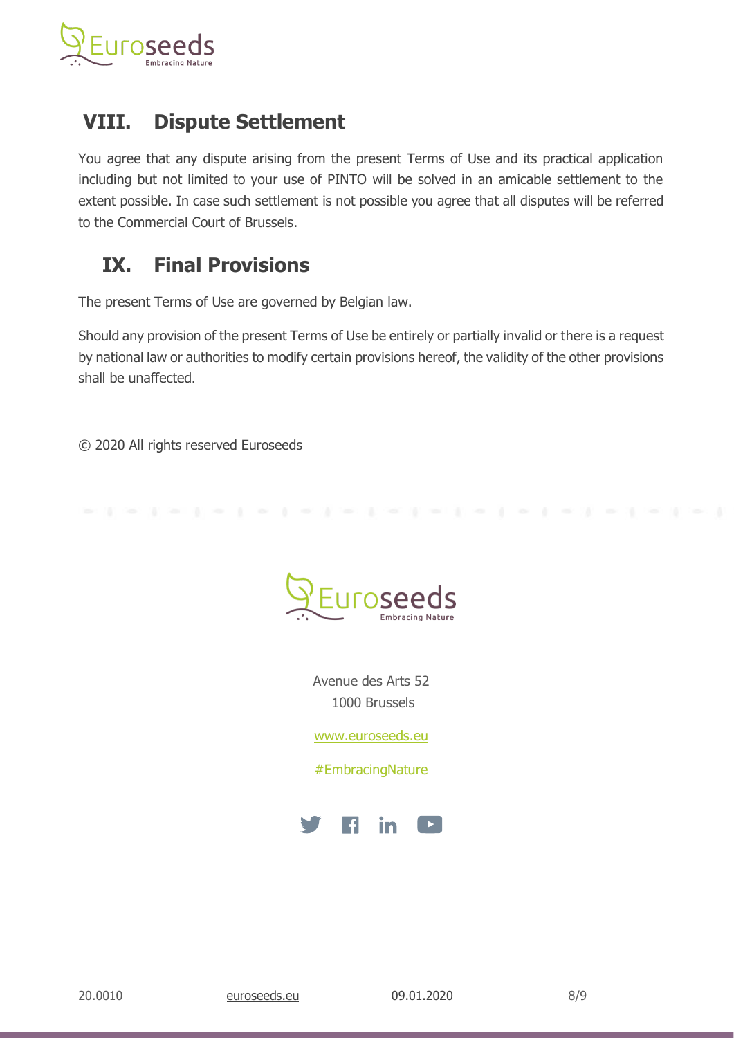## VIII. Dispute Settlement

You agree that any dispute arising from the present Terms of Use and its practical application including but not limited to your use of PINTO will be solved in an amicable settlement to the extent possible. In case such settlement is not possible you agree that all disputes will be referred to the Commercial Court of Brussels.

## IX. Final Provisions

The present Terms of Use are governed by Belgian law.

Should any provision of the present Terms of Use be entirely or partially invalid or there is a request by national law or authorities to modify certain provisions hereof, the validity of the other provisions shall be unaffected.

© 2020 All rights reserved Euroseeds

Avenue des Arts 52
1000 Brussels

www.euroseeds.eu

#EmbracingNature